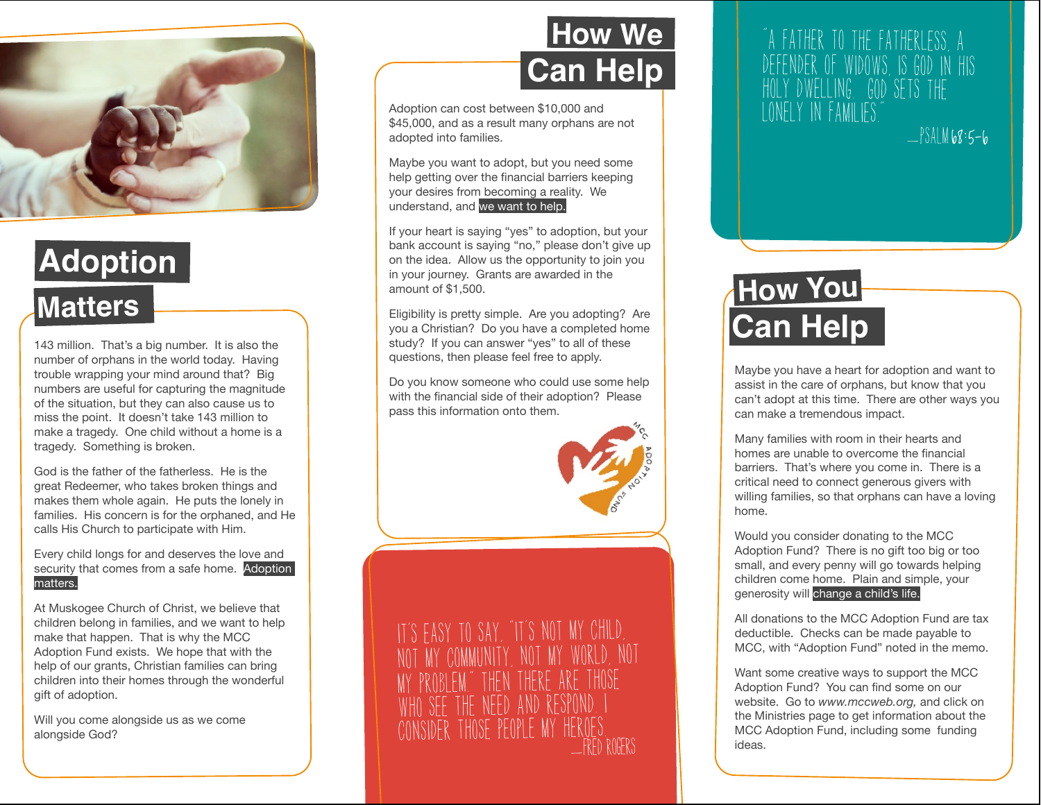# Adoption Matters

143 million. That's a big number. It is also the number of orphans in the world today. Having trouble wrapping your mind around that? Big numbers are useful for capturing the magnitude of the situation, but they can also cause us to miss the point. It doesn't take 143 million to make a tragedy. One child without a home is a tragedy. Something is broken.

God is the father of the fatherless. He is the great Redeemer, who takes broken things and makes them whole again. He puts the lonely in families. His concern is for the orphaned, and He calls His Church to participate with Him.

Every child longs for and deserves the love and security that comes from a safe home. **Adoption matters.**

At Muskogee Church of Christ, we believe that children belong in families, and we want to help make that happen. That is why the MCC Adoption Fund exists. We hope that with the help of our grants, Christian families can bring children into their homes through the wonderful gift of adoption.

Will you come alongside us as we come alongside God?

# How We Can Help

Adoption can cost between $10,000 and $45,000, and as a result many orphans are not adopted into families.

Maybe you want to adopt, but you need some help getting over the financial barriers keeping your desires from becoming a reality. We understand, and **we want to help.**

If your heart is saying "yes" to adoption, but your bank account is saying "no," please don't give up on the idea. Allow us the opportunity to join you in your journey. Grants are awarded in the amount of $1,500.

Eligibility is pretty simple. Are you adopting? Are you a Christian? Do you have a completed home study? If you can answer "yes" to all of these questions, then please feel free to apply.

Do you know someone who could use some help with the financial side of their adoption? Please pass this information onto them.

MCC ADOPTION FUND

IT'S EASY TO SAY, "IT'S NOT MY CHILD, NOT MY COMMUNITY, NOT MY WORLD, NOT MY PROBLEM." THEN THERE ARE THOSE WHO SEE THE NEED AND RESPOND. I CONSIDER THOSE PEOPLE MY HEROES.

—FRED ROGERS

"A FATHER TO THE FATHERLESS, A DEFENDER OF WIDOWS, IS GOD IN HIS HOLY DWELLING. GOD SETS THE LONELY IN FAMILIES."

—PSALM 68:5-6

# How You Can Help

Maybe you have a heart for adoption and want to assist in the care of orphans, but know that you can't adopt at this time. There are other ways you can make a tremendous impact.

Many families with room in their hearts and homes are unable to overcome the financial barriers. That's where you come in. There is a critical need to connect generous givers with willing families, so that orphans can have a loving home.

Would you consider donating to the MCC Adoption Fund? There is no gift too big or too small, and every penny will go towards helping children come home. Plain and simple, your generosity will **change a child's life.**

All donations to the MCC Adoption Fund are tax deductible. Checks can be made payable to MCC, with "Adoption Fund" noted in the memo.

Want some creative ways to support the MCC Adoption Fund? You can find some on our website. Go to *www.mccweb.org,* and click on the Ministries page to get information about the MCC Adoption Fund, including some funding ideas.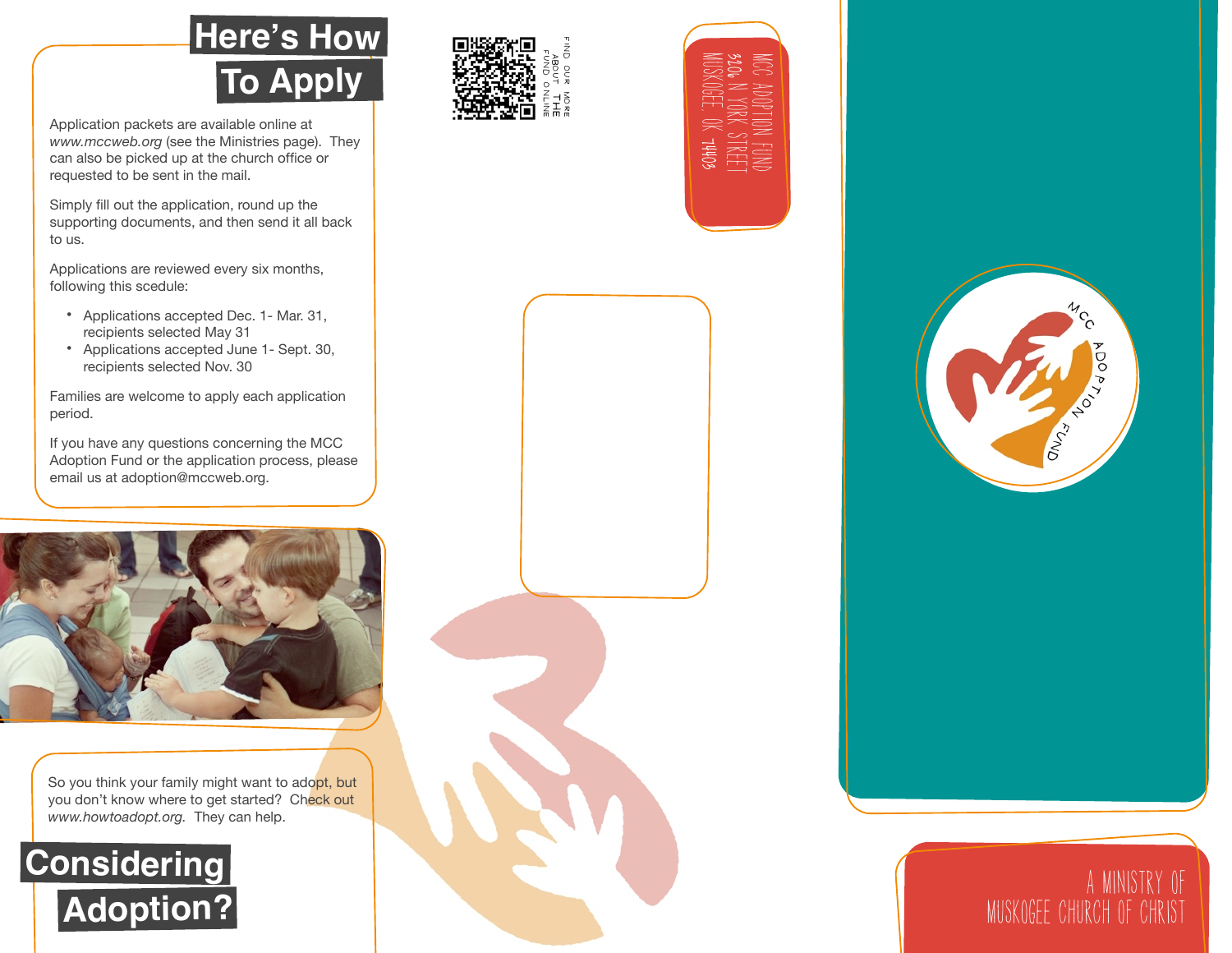## Here's How To Apply

Application packets are available online at *www.mccweb.org* (see the Ministries page). They can also be picked up at the church office or requested to be sent in the mail.

Simply fill out the application, round up the supporting documents, and then send it all back to us.

Applications are reviewed every six months, following this scedule:

- Applications accepted Dec. 1- Mar. 31, recipients selected May 31
- Applications accepted June 1- Sept. 30, recipients selected Nov. 30

Families are welcome to apply each application period.

If you have any questions concerning the MCC Adoption Fund or the application process, please email us at adoption@mccweb.org.

So you think your family might want to adopt, but you don't know where to get started? Check out *www.howtoadopt.org.* They can help.

## Considering Adoption?

FIND OUT MORE ABOUT THE FUND ONLINE

MCC ADOPTION FUND
3206 N YORK STREET
MUSKOGEE, OK 74403

MCC ADOPTION FUND

A MINISTRY OF
MUSKOGEE CHURCH OF CHRIST